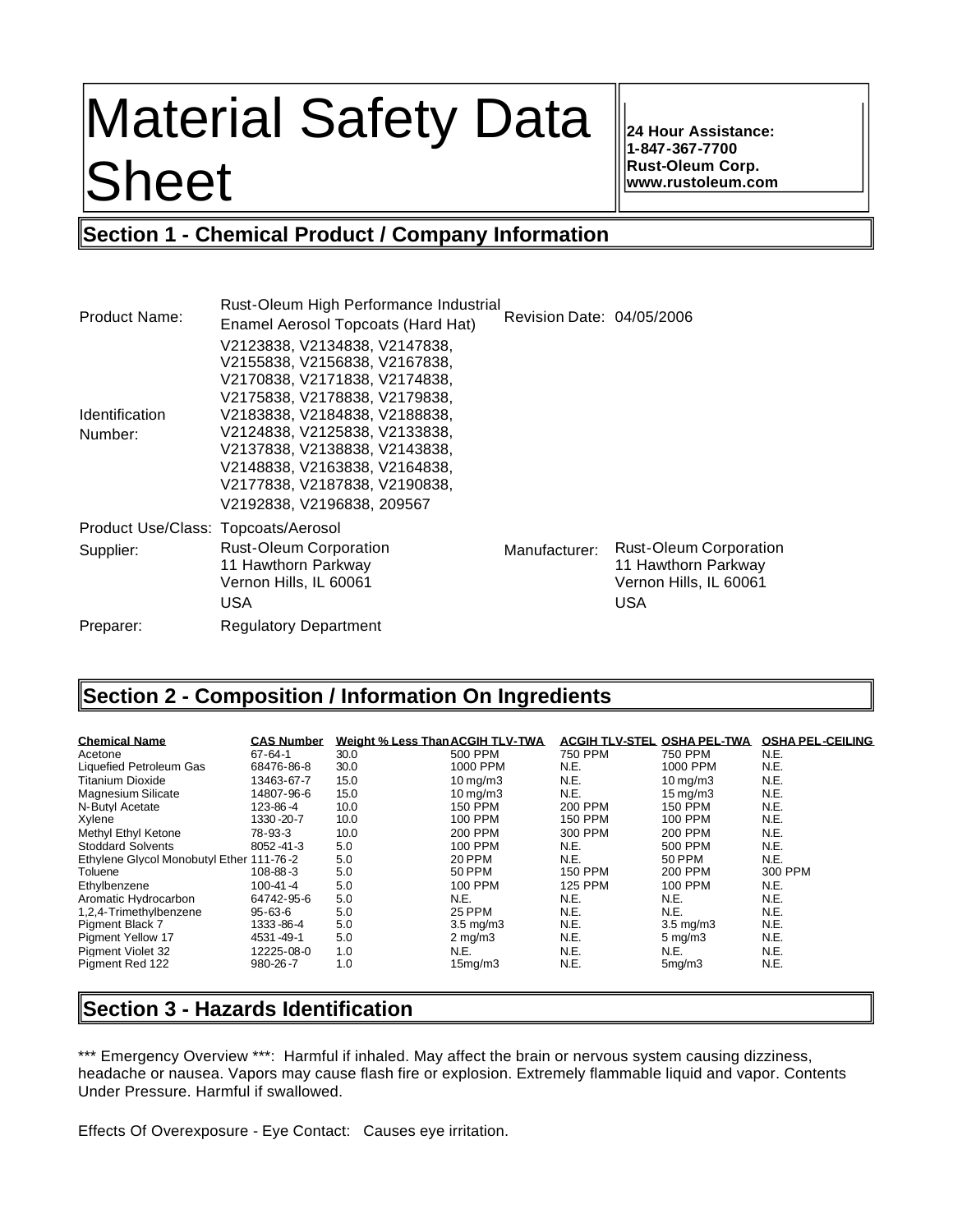# Material Safety Data Sheet

**24 Hour Assistance:**
**1-847-367-7700**
**Rust-Oleum Corp.**
**www.rustoleum.com**

## Section 1 - Chemical Product / Company Information

| | | | |
|---|---|---|---|
| Product Name: | Rust-Oleum High Performance Industrial Enamel Aerosol Topcoats (Hard Hat) | Revision Date: | 04/05/2006 |
| Identification Number: | V2123838, V2134838, V2147838, V2155838, V2156838, V2167838, V2170838, V2171838, V2174838, V2175838, V2178838, V2179838, V2183838, V2184838, V2188838, V2124838, V2125838, V2133838, V2137838, V2138838, V2143838, V2148838, V2163838, V2164838, V2177838, V2187838, V2190838, V2192838, V2196838, 209567 | | |
| Product Use/Class: | Topcoats/Aerosol | | |
| Supplier: | Rust-Oleum Corporation<br>11 Hawthorn Parkway<br>Vernon Hills, IL 60061<br>USA | Manufacturer: | Rust-Oleum Corporation<br>11 Hawthorn Parkway<br>Vernon Hills, IL 60061<br>USA |
| Preparer: | Regulatory Department | | |

## Section 2 - Composition / Information On Ingredients

| Chemical Name | CAS Number | Weight % Less Than | ACGIH TLV-TWA | ACGIH TLV-STEL | OSHA PEL-TWA | OSHA PEL-CEILING |
|---|---|---|---|---|---|---|
| Acetone | 67-64-1 | 30.0 | 500 PPM | 750 PPM | 750 PPM | N.E. |
| Liquefied Petroleum Gas | 68476-86-8 | 30.0 | 1000 PPM | N.E. | 1000 PPM | N.E. |
| Titanium Dioxide | 13463-67-7 | 15.0 | 10 mg/m3 | N.E. | 10 mg/m3 | N.E. |
| Magnesium Silicate | 14807-96-6 | 15.0 | 10 mg/m3 | N.E. | 15 mg/m3 | N.E. |
| N-Butyl Acetate | 123-86-4 | 10.0 | 150 PPM | 200 PPM | 150 PPM | N.E. |
| Xylene | 1330-20-7 | 10.0 | 100 PPM | 150 PPM | 100 PPM | N.E. |
| Methyl Ethyl Ketone | 78-93-3 | 10.0 | 200 PPM | 300 PPM | 200 PPM | N.E. |
| Stoddard Solvents | 8052-41-3 | 5.0 | 100 PPM | N.E. | 500 PPM | N.E. |
| Ethylene Glycol Monobutyl Ether | 111-76-2 | 5.0 | 20 PPM | N.E. | 50 PPM | N.E. |
| Toluene | 108-88-3 | 5.0 | 50 PPM | 150 PPM | 200 PPM | 300 PPM |
| Ethylbenzene | 100-41-4 | 5.0 | 100 PPM | 125 PPM | 100 PPM | N.E. |
| Aromatic Hydrocarbon | 64742-95-6 | 5.0 | N.E. | N.E. | N.E. | N.E. |
| 1,2,4-Trimethylbenzene | 95-63-6 | 5.0 | 25 PPM | N.E. | N.E. | N.E. |
| Pigment Black 7 | 1333-86-4 | 5.0 | 3.5 mg/m3 | N.E. | 3.5 mg/m3 | N.E. |
| Pigment Yellow 17 | 4531-49-1 | 5.0 | 2 mg/m3 | N.E. | 5 mg/m3 | N.E. |
| Pigment Violet 32 | 12225-08-0 | 1.0 | N.E. | N.E. | N.E. | N.E. |
| Pigment Red 122 | 980-26-7 | 1.0 | 15mg/m3 | N.E. | 5mg/m3 | N.E. |

## Section 3 - Hazards Identification

*** Emergency Overview ***: Harmful if inhaled. May affect the brain or nervous system causing dizziness, headache or nausea. Vapors may cause flash fire or explosion. Extremely flammable liquid and vapor. Contents Under Pressure. Harmful if swallowed.

Effects Of Overexposure - Eye Contact: Causes eye irritation.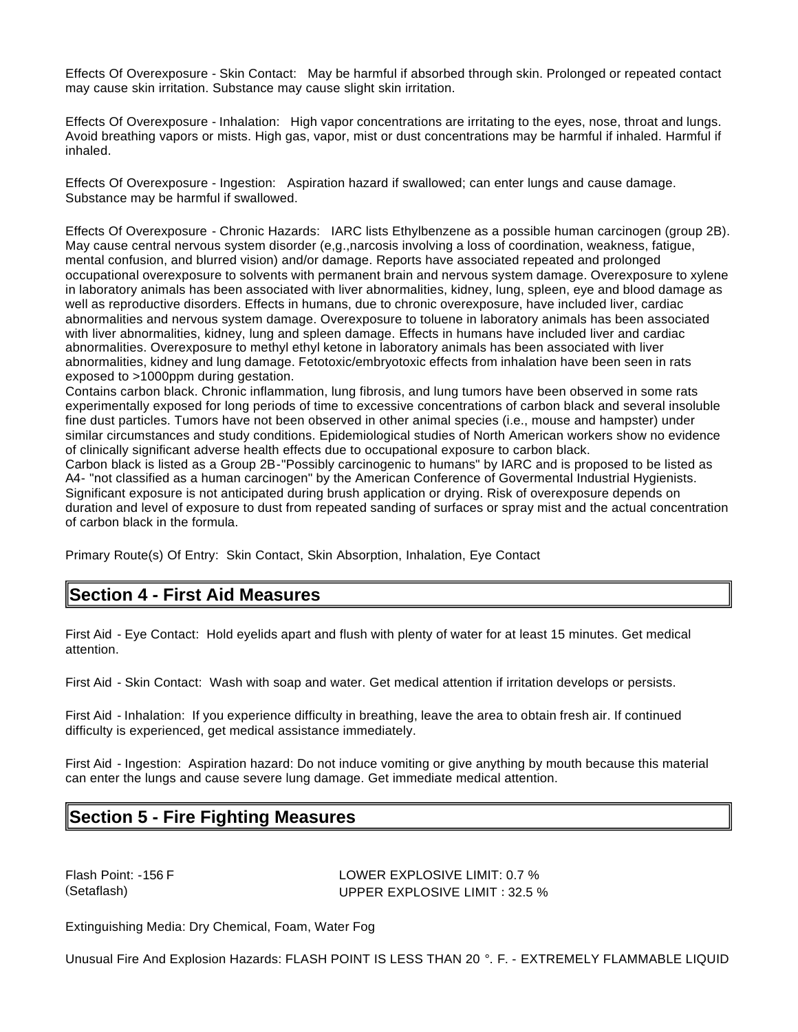Effects Of Overexposure - Skin Contact: May be harmful if absorbed through skin. Prolonged or repeated contact may cause skin irritation. Substance may cause slight skin irritation.

Effects Of Overexposure - Inhalation: High vapor concentrations are irritating to the eyes, nose, throat and lungs. Avoid breathing vapors or mists. High gas, vapor, mist or dust concentrations may be harmful if inhaled. Harmful if inhaled.

Effects Of Overexposure - Ingestion: Aspiration hazard if swallowed; can enter lungs and cause damage. Substance may be harmful if swallowed.

Effects Of Overexposure - Chronic Hazards: IARC lists Ethylbenzene as a possible human carcinogen (group 2B). May cause central nervous system disorder (e,g.,narcosis involving a loss of coordination, weakness, fatigue, mental confusion, and blurred vision) and/or damage. Reports have associated repeated and prolonged occupational overexposure to solvents with permanent brain and nervous system damage. Overexposure to xylene in laboratory animals has been associated with liver abnormalities, kidney, lung, spleen, eye and blood damage as well as reproductive disorders. Effects in humans, due to chronic overexposure, have included liver, cardiac abnormalities and nervous system damage. Overexposure to toluene in laboratory animals has been associated with liver abnormalities, kidney, lung and spleen damage. Effects in humans have included liver and cardiac abnormalities. Overexposure to methyl ethyl ketone in laboratory animals has been associated with liver abnormalities, kidney and lung damage. Fetotoxic/embryotoxic effects from inhalation have been seen in rats exposed to >1000ppm during gestation.
Contains carbon black. Chronic inflammation, lung fibrosis, and lung tumors have been observed in some rats experimentally exposed for long periods of time to excessive concentrations of carbon black and several insoluble fine dust particles. Tumors have not been observed in other animal species (i.e., mouse and hampster) under similar circumstances and study conditions. Epidemiological studies of North American workers show no evidence of clinically significant adverse health effects due to occupational exposure to carbon black.
Carbon black is listed as a Group 2B-"Possibly carcinogenic to humans" by IARC and is proposed to be listed as A4- "not classified as a human carcinogen" by the American Conference of Govermental Industrial Hygienists. Significant exposure is not anticipated during brush application or drying. Risk of overexposure depends on duration and level of exposure to dust from repeated sanding of surfaces or spray mist and the actual concentration of carbon black in the formula.

Primary Route(s) Of Entry: Skin Contact, Skin Absorption, Inhalation, Eye Contact

## Section 4 - First Aid Measures

First Aid - Eye Contact: Hold eyelids apart and flush with plenty of water for at least 15 minutes. Get medical attention.

First Aid - Skin Contact: Wash with soap and water. Get medical attention if irritation develops or persists.

First Aid - Inhalation: If you experience difficulty in breathing, leave the area to obtain fresh air. If continued difficulty is experienced, get medical assistance immediately.

First Aid - Ingestion: Aspiration hazard: Do not induce vomiting or give anything by mouth because this material can enter the lungs and cause severe lung damage. Get immediate medical attention.

## Section 5 - Fire Fighting Measures

Flash Point: -156 F (Setaflash)

LOWER EXPLOSIVE LIMIT: 0.7 %
UPPER EXPLOSIVE LIMIT : 32.5 %

Extinguishing Media: Dry Chemical, Foam, Water Fog

Unusual Fire And Explosion Hazards: FLASH POINT IS LESS THAN 20 °. F. - EXTREMELY FLAMMABLE LIQUID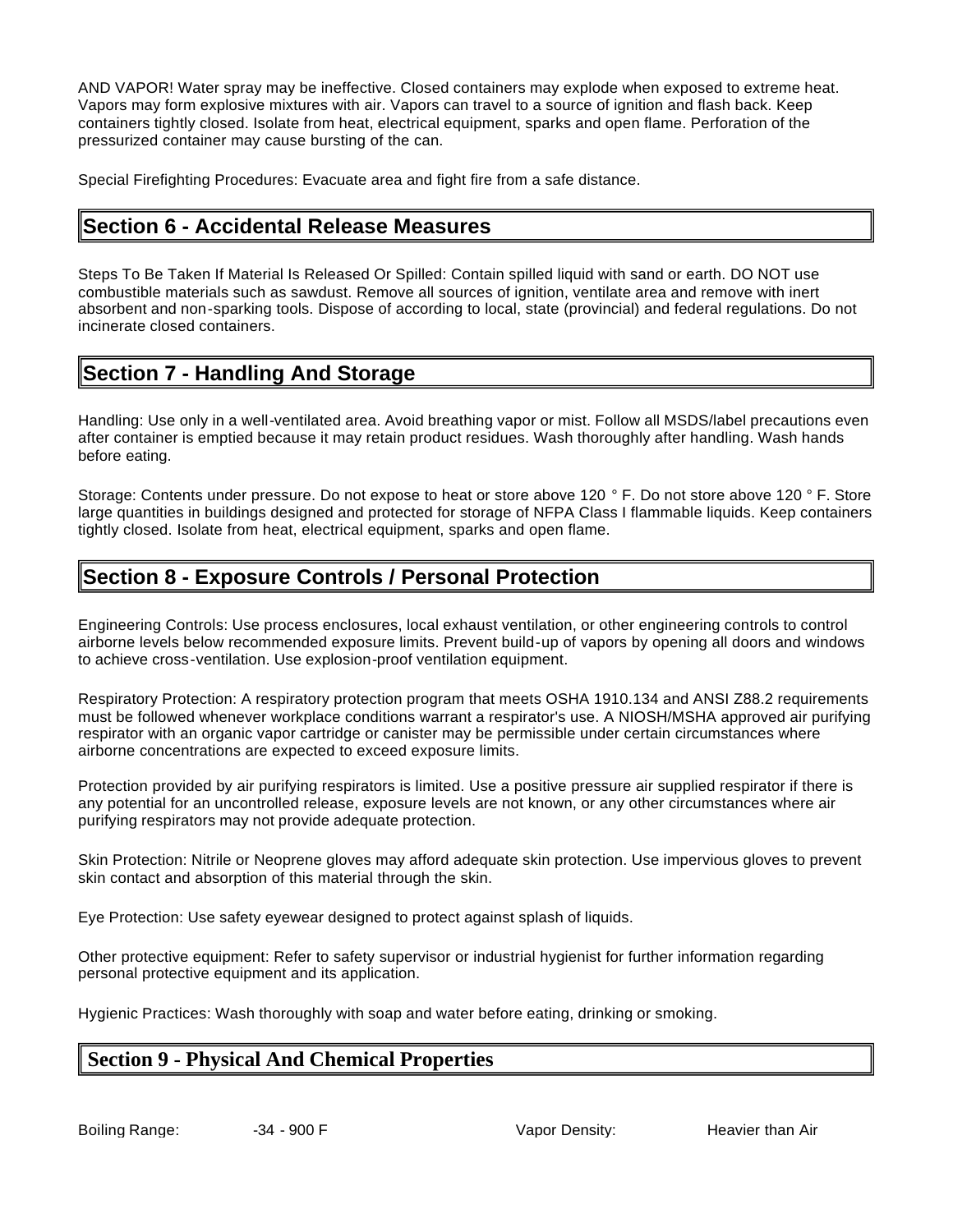AND VAPOR! Water spray may be ineffective. Closed containers may explode when exposed to extreme heat. Vapors may form explosive mixtures with air. Vapors can travel to a source of ignition and flash back. Keep containers tightly closed. Isolate from heat, electrical equipment, sparks and open flame. Perforation of the pressurized container may cause bursting of the can.

Special Firefighting Procedures: Evacuate area and fight fire from a safe distance.

## Section 6 - Accidental Release Measures

Steps To Be Taken If Material Is Released Or Spilled: Contain spilled liquid with sand or earth. DO NOT use combustible materials such as sawdust. Remove all sources of ignition, ventilate area and remove with inert absorbent and non-sparking tools. Dispose of according to local, state (provincial) and federal regulations. Do not incinerate closed containers.

## Section 7 - Handling And Storage

Handling: Use only in a well-ventilated area. Avoid breathing vapor or mist. Follow all MSDS/label precautions even after container is emptied because it may retain product residues. Wash thoroughly after handling. Wash hands before eating.

Storage: Contents under pressure. Do not expose to heat or store above 120 ° F. Do not store above 120 ° F. Store large quantities in buildings designed and protected for storage of NFPA Class I flammable liquids. Keep containers tightly closed. Isolate from heat, electrical equipment, sparks and open flame.

## Section 8 - Exposure Controls / Personal Protection

Engineering Controls: Use process enclosures, local exhaust ventilation, or other engineering controls to control airborne levels below recommended exposure limits. Prevent build-up of vapors by opening all doors and windows to achieve cross-ventilation. Use explosion-proof ventilation equipment.

Respiratory Protection: A respiratory protection program that meets OSHA 1910.134 and ANSI Z88.2 requirements must be followed whenever workplace conditions warrant a respirator's use. A NIOSH/MSHA approved air purifying respirator with an organic vapor cartridge or canister may be permissible under certain circumstances where airborne concentrations are expected to exceed exposure limits.

Protection provided by air purifying respirators is limited. Use a positive pressure air supplied respirator if there is any potential for an uncontrolled release, exposure levels are not known, or any other circumstances where air purifying respirators may not provide adequate protection.

Skin Protection: Nitrile or Neoprene gloves may afford adequate skin protection. Use impervious gloves to prevent skin contact and absorption of this material through the skin.

Eye Protection: Use safety eyewear designed to protect against splash of liquids.

Other protective equipment: Refer to safety supervisor or industrial hygienist for further information regarding personal protective equipment and its application.

Hygienic Practices: Wash thoroughly with soap and water before eating, drinking or smoking.

## Section 9 - Physical And Chemical Properties

| | | | |
|---|---|---|---|
| Boiling Range: | -34 - 900 F | Vapor Density: | Heavier than Air |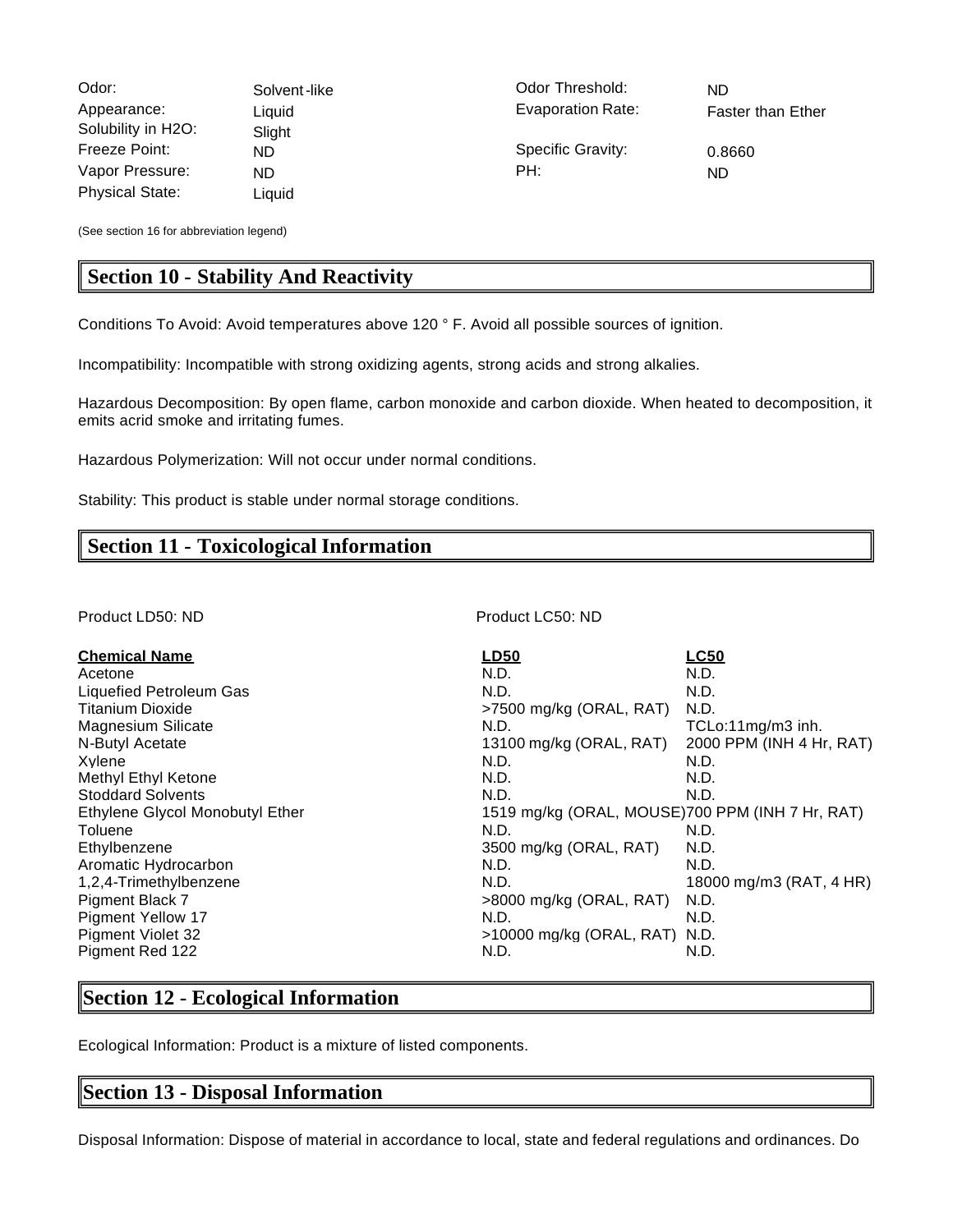| | | | |
|---|---|---|---|
| Odor: | Solvent-like | Odor Threshold: | ND |
| Appearance: | Liquid | Evaporation Rate: | Faster than Ether |
| Solubility in H2O: | Slight | | |
| Freeze Point: | ND | Specific Gravity: | 0.8660 |
| Vapor Pressure: | ND | PH: | ND |
| Physical State: | Liquid | | |

(See section 16 for abbreviation legend)

## Section 10 - Stability And Reactivity

Conditions To Avoid: Avoid temperatures above 120 ° F. Avoid all possible sources of ignition.

Incompatibility: Incompatible with strong oxidizing agents, strong acids and strong alkalies.

Hazardous Decomposition: By open flame, carbon monoxide and carbon dioxide. When heated to decomposition, it emits acrid smoke and irritating fumes.

Hazardous Polymerization: Will not occur under normal conditions.

Stability: This product is stable under normal storage conditions.

## Section 11 - Toxicological Information

Product LD50: ND

Product LC50: ND

| Chemical Name | LD50 | LC50 |
|---|---|---|
| Acetone | N.D. | N.D. |
| Liquefied Petroleum Gas | N.D. | N.D. |
| Titanium Dioxide | >7500 mg/kg (ORAL, RAT) | N.D. |
| Magnesium Silicate | N.D. | TCLo:11mg/m3 inh. |
| N-Butyl Acetate | 13100 mg/kg (ORAL, RAT) | 2000 PPM (INH 4 Hr, RAT) |
| Xylene | N.D. | N.D. |
| Methyl Ethyl Ketone | N.D. | N.D. |
| Stoddard Solvents | N.D. | N.D. |
| Ethylene Glycol Monobutyl Ether | 1519 mg/kg (ORAL, MOUSE) | 700 PPM (INH 7 Hr, RAT) |
| Toluene | N.D. | N.D. |
| Ethylbenzene | 3500 mg/kg (ORAL, RAT) | N.D. |
| Aromatic Hydrocarbon | N.D. | N.D. |
| 1,2,4-Trimethylbenzene | N.D. | 18000 mg/m3 (RAT, 4 HR) |
| Pigment Black 7 | >8000 mg/kg (ORAL, RAT) | N.D. |
| Pigment Yellow 17 | N.D. | N.D. |
| Pigment Violet 32 | >10000 mg/kg (ORAL, RAT) | N.D. |
| Pigment Red 122 | N.D. | N.D. |

## Section 12 - Ecological Information

Ecological Information: Product is a mixture of listed components.

## Section 13 - Disposal Information

Disposal Information: Dispose of material in accordance to local, state and federal regulations and ordinances. Do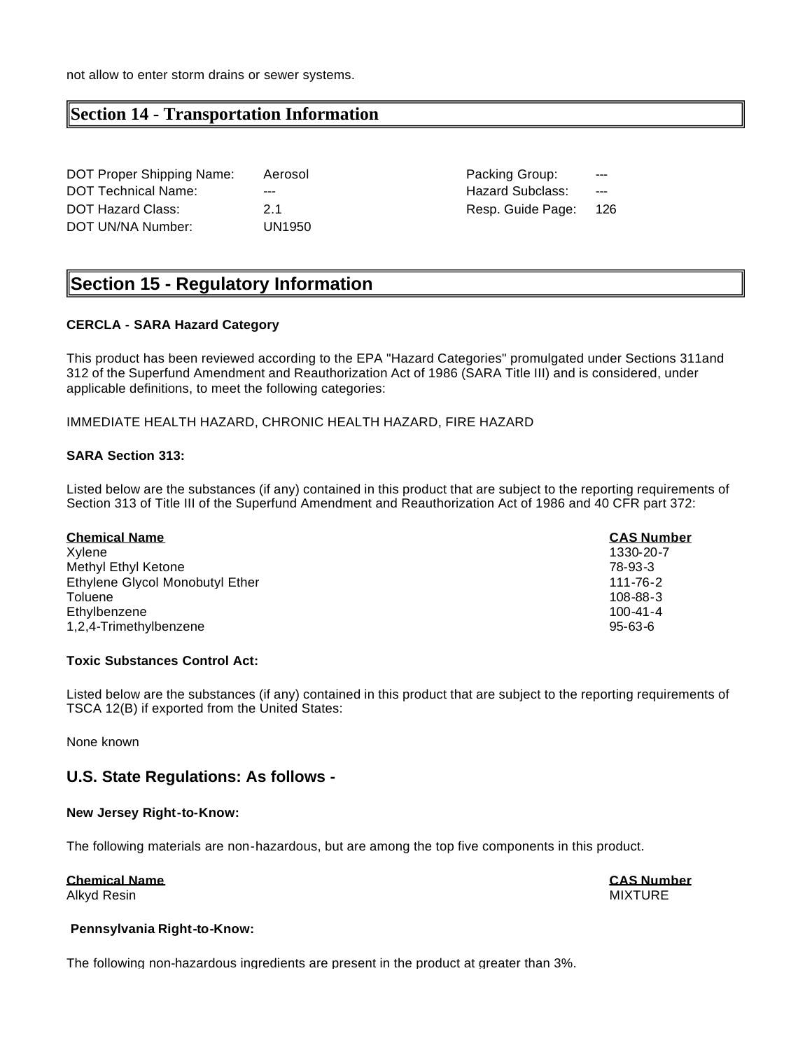not allow to enter storm drains or sewer systems.

## Section 14 - Transportation Information

| | | | |
|---|---|---|---|
| DOT Proper Shipping Name: | Aerosol | Packing Group: | --- |
| DOT Technical Name: | --- | Hazard Subclass: | --- |
| DOT Hazard Class: | 2.1 | Resp. Guide Page: | 126 |
| DOT UN/NA Number: | UN1950 | | |

## Section 15 - Regulatory Information

**CERCLA - SARA Hazard Category**

This product has been reviewed according to the EPA "Hazard Categories" promulgated under Sections 311and 312 of the Superfund Amendment and Reauthorization Act of 1986 (SARA Title III) and is considered, under applicable definitions, to meet the following categories:

IMMEDIATE HEALTH HAZARD, CHRONIC HEALTH HAZARD, FIRE HAZARD

**SARA Section 313:**

Listed below are the substances (if any) contained in this product that are subject to the reporting requirements of Section 313 of Title III of the Superfund Amendment and Reauthorization Act of 1986 and 40 CFR part 372:

| Chemical Name | CAS Number |
|---|---|
| Xylene | 1330-20-7 |
| Methyl Ethyl Ketone | 78-93-3 |
| Ethylene Glycol Monobutyl Ether | 111-76-2 |
| Toluene | 108-88-3 |
| Ethylbenzene | 100-41-4 |
| 1,2,4-Trimethylbenzene | 95-63-6 |

**Toxic Substances Control Act:**

Listed below are the substances (if any) contained in this product that are subject to the reporting requirements of TSCA 12(B) if exported from the United States:

None known

### U.S. State Regulations: As follows -

**New Jersey Right-to-Know:**

The following materials are non-hazardous, but are among the top five components in this product.

| Chemical Name | CAS Number |
|---|---|
| Alkyd Resin | MIXTURE |

**Pennsylvania Right-to-Know:**

The following non-hazardous ingredients are present in the product at greater than 3%.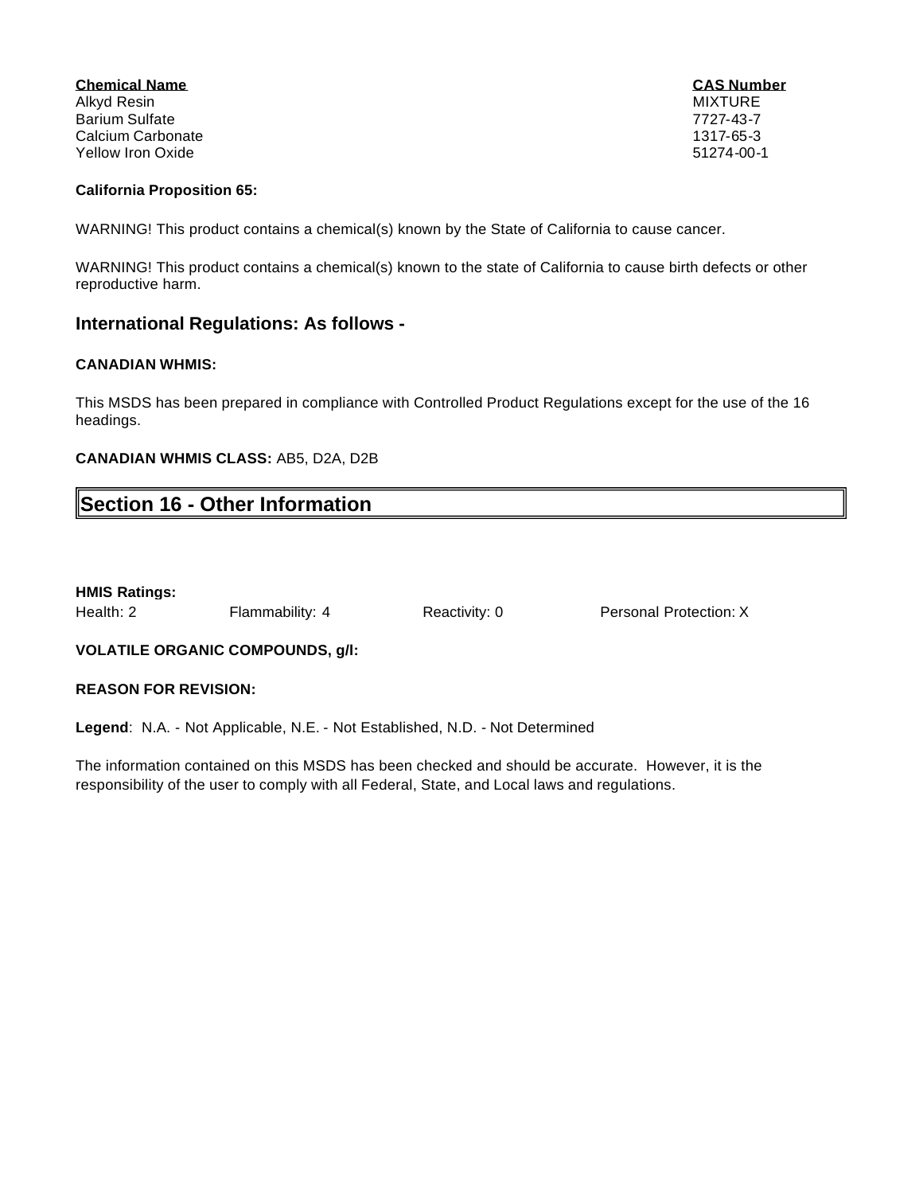| Chemical Name | CAS Number |
| --- | --- |
| Alkyd Resin | MIXTURE |
| Barium Sulfate | 7727-43-7 |
| Calcium Carbonate | 1317-65-3 |
| Yellow Iron Oxide | 51274-00-1 |

**California Proposition 65:**

WARNING! This product contains a chemical(s) known by the State of California to cause cancer.

WARNING! This product contains a chemical(s) known to the state of California to cause birth defects or other reproductive harm.

### International Regulations: As follows -

**CANADIAN WHMIS:**

This MSDS has been prepared in compliance with Controlled Product Regulations except for the use of the 16 headings.

**CANADIAN WHMIS CLASS:** AB5, D2A, D2B

## Section 16 - Other Information

**HMIS Ratings:**

| Health: 2 | Flammability: 4 | Reactivity: 0 | Personal Protection: X |
| --- | --- | --- | --- |

**VOLATILE ORGANIC COMPOUNDS, g/l:**

**REASON FOR REVISION:**

**Legend**: N.A. - Not Applicable, N.E. - Not Established, N.D. - Not Determined

The information contained on this MSDS has been checked and should be accurate. However, it is the responsibility of the user to comply with all Federal, State, and Local laws and regulations.